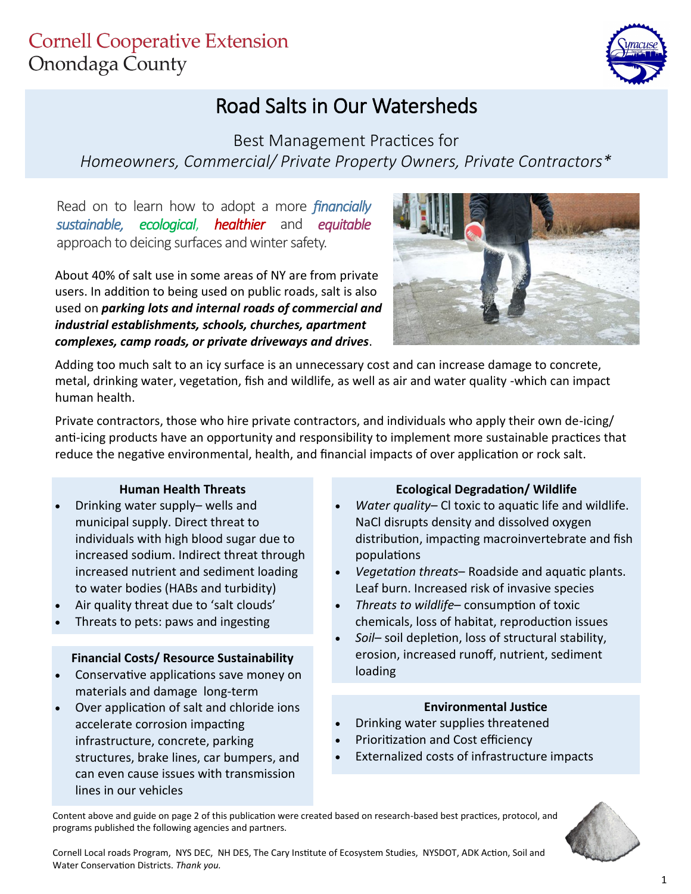Cornell Cooperative Extension
Onondaga County

# Road Salts in Our Watersheds

Best Management Practices for
*Homeowners, Commercial/ Private Property Owners, Private Contractors**

Read on to learn how to adopt a more ***financially sustainable***, ***ecological***, ***healthier*** and ***equitable*** approach to deicing surfaces and winter safety.

About 40% of salt use in some areas of NY are from private users. In addition to being used on public roads, salt is also used on ***parking lots and internal roads of commercial and industrial establishments, schools, churches, apartment complexes, camp roads, or private driveways and drives***.

Adding too much salt to an icy surface is an unnecessary cost and can increase damage to concrete, metal, drinking water, vegetation, fish and wildlife, as well as air and water quality -which can impact human health.

Private contractors, those who hire private contractors, and individuals who apply their own de-icing/ anti-icing products have an opportunity and responsibility to implement more sustainable practices that reduce the negative environmental, health, and financial impacts of over application or rock salt.

**Human Health Threats**

- Drinking water supply– wells and municipal supply. Direct threat to individuals with high blood sugar due to increased sodium. Indirect threat through increased nutrient and sediment loading to water bodies (HABs and turbidity)
- Air quality threat due to 'salt clouds'
- Threats to pets: paws and ingesting

**Financial Costs/ Resource Sustainability**

- Conservative applications save money on materials and damage long-term
- Over application of salt and chloride ions accelerate corrosion impacting infrastructure, concrete, parking structures, brake lines, car bumpers, and can even cause issues with transmission lines in our vehicles

**Ecological Degradation/ Wildlife**

- *Water quality*– Cl toxic to aquatic life and wildlife. NaCl disrupts density and dissolved oxygen distribution, impacting macroinvertebrate and fish populations
- *Vegetation threats*– Roadside and aquatic plants. Leaf burn. Increased risk of invasive species
- *Threats to wildlife*– consumption of toxic chemicals, loss of habitat, reproduction issues
- *Soil*– soil depletion, loss of structural stability, erosion, increased runoff, nutrient, sediment loading

**Environmental Justice**

- Drinking water supplies threatened
- Prioritization and Cost efficiency
- Externalized costs of infrastructure impacts

Content above and guide on page 2 of this publication were created based on research-based best practices, protocol, and programs published the following agencies and partners.

Cornell Local roads Program, NYS DEC, NH DES, The Cary Institute of Ecosystem Studies, NYSDOT, ADK Action, Soil and Water Conservation Districts. *Thank you.*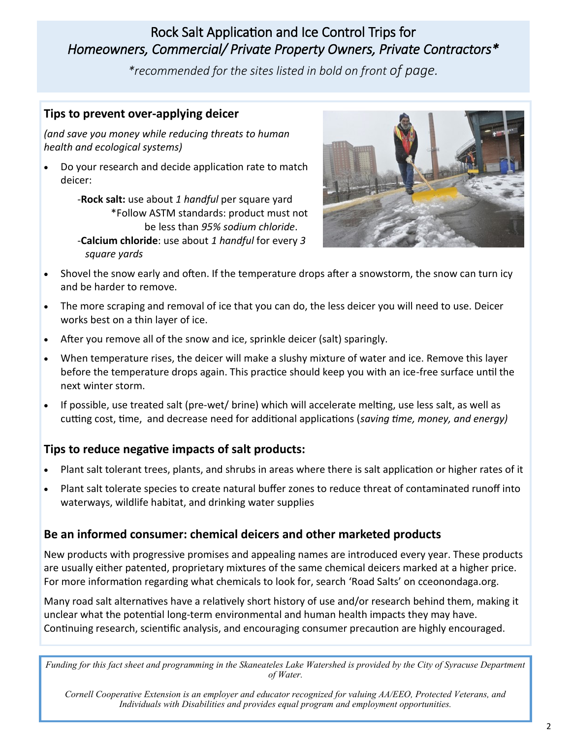# Rock Salt Application and Ice Control Trips for *Homeowners, Commercial/ Private Property Owners, Private Contractors**

**recommended for the sites listed in bold on front of page.*

## Tips to prevent over-applying deicer

*(and save you money while reducing threats to human health and ecological systems)*

- Do your research and decide application rate to match deicer:

  -**Rock salt:** use about *1 handful* per square yard
  
  *Follow ASTM standards: product must not be less than *95% sodium chloride*.
  
  -**Calcium chloride**: use about *1 handful* for every *3 square yards*

- Shovel the snow early and often. If the temperature drops after a snowstorm, the snow can turn icy and be harder to remove.
- The more scraping and removal of ice that you can do, the less deicer you will need to use. Deicer works best on a thin layer of ice.
- After you remove all of the snow and ice, sprinkle deicer (salt) sparingly.
- When temperature rises, the deicer will make a slushy mixture of water and ice. Remove this layer before the temperature drops again. This practice should keep you with an ice-free surface until the next winter storm.
- If possible, use treated salt (pre-wet/ brine) which will accelerate melting, use less salt, as well as cutting cost, time, and decrease need for additional applications (*saving time, money, and energy)*

## Tips to reduce negative impacts of salt products:

- Plant salt tolerant trees, plants, and shrubs in areas where there is salt application or higher rates of it
- Plant salt tolerate species to create natural buffer zones to reduce threat of contaminated runoff into waterways, wildlife habitat, and drinking water supplies

## Be an informed consumer: chemical deicers and other marketed products

New products with progressive promises and appealing names are introduced every year. These products are usually either patented, proprietary mixtures of the same chemical deicers marked at a higher price. For more information regarding what chemicals to look for, search 'Road Salts' on cceonondaga.org.

Many road salt alternatives have a relatively short history of use and/or research behind them, making it unclear what the potential long-term environmental and human health impacts they may have. Continuing research, scientific analysis, and encouraging consumer precaution are highly encouraged.

*Funding for this fact sheet and programming in the Skaneateles Lake Watershed is provided by the City of Syracuse Department of Water.*

*Cornell Cooperative Extension is an employer and educator recognized for valuing AA/EEO, Protected Veterans, and Individuals with Disabilities and provides equal program and employment opportunities.*